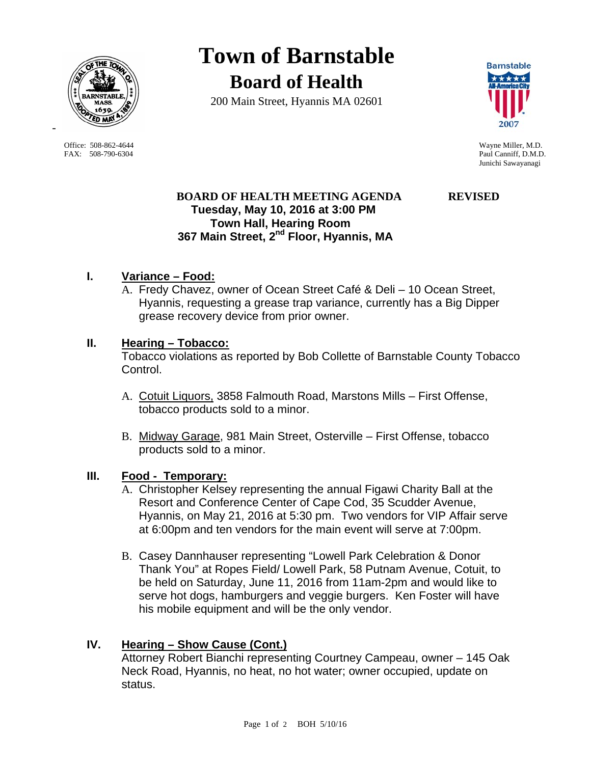# Town of Barnstable

## Board of Health

200 Main Street, Hyannis MA 02601

Office: 508-862-4644
FAX: 508-790-6304

Wayne Miller, M.D.
Paul Canniff, D.M.D.
Junichi Sawayanagi

**BOARD OF HEALTH MEETING AGENDA** **REVISED**
**Tuesday, May 10, 2016 at 3:00 PM**
**Town Hall, Hearing Room**
**367 Main Street, 2nd Floor, Hyannis, MA**

## I. Variance – Food:

A. Fredy Chavez, owner of Ocean Street Café & Deli – 10 Ocean Street, Hyannis, requesting a grease trap variance, currently has a Big Dipper grease recovery device from prior owner.

## II. Hearing – Tobacco:

Tobacco violations as reported by Bob Collette of Barnstable County Tobacco Control.

A. Cotuit Liquors, 3858 Falmouth Road, Marstons Mills – First Offense, tobacco products sold to a minor.

B. Midway Garage, 981 Main Street, Osterville – First Offense, tobacco products sold to a minor.

## III. Food - Temporary:

A. Christopher Kelsey representing the annual Figawi Charity Ball at the Resort and Conference Center of Cape Cod, 35 Scudder Avenue, Hyannis, on May 21, 2016 at 5:30 pm. Two vendors for VIP Affair serve at 6:00pm and ten vendors for the main event will serve at 7:00pm.

B. Casey Dannhauser representing "Lowell Park Celebration & Donor Thank You" at Ropes Field/ Lowell Park, 58 Putnam Avenue, Cotuit, to be held on Saturday, June 11, 2016 from 11am-2pm and would like to serve hot dogs, hamburgers and veggie burgers. Ken Foster will have his mobile equipment and will be the only vendor.

## IV. Hearing – Show Cause (Cont.)

Attorney Robert Bianchi representing Courtney Campeau, owner – 145 Oak Neck Road, Hyannis, no heat, no hot water; owner occupied, update on status.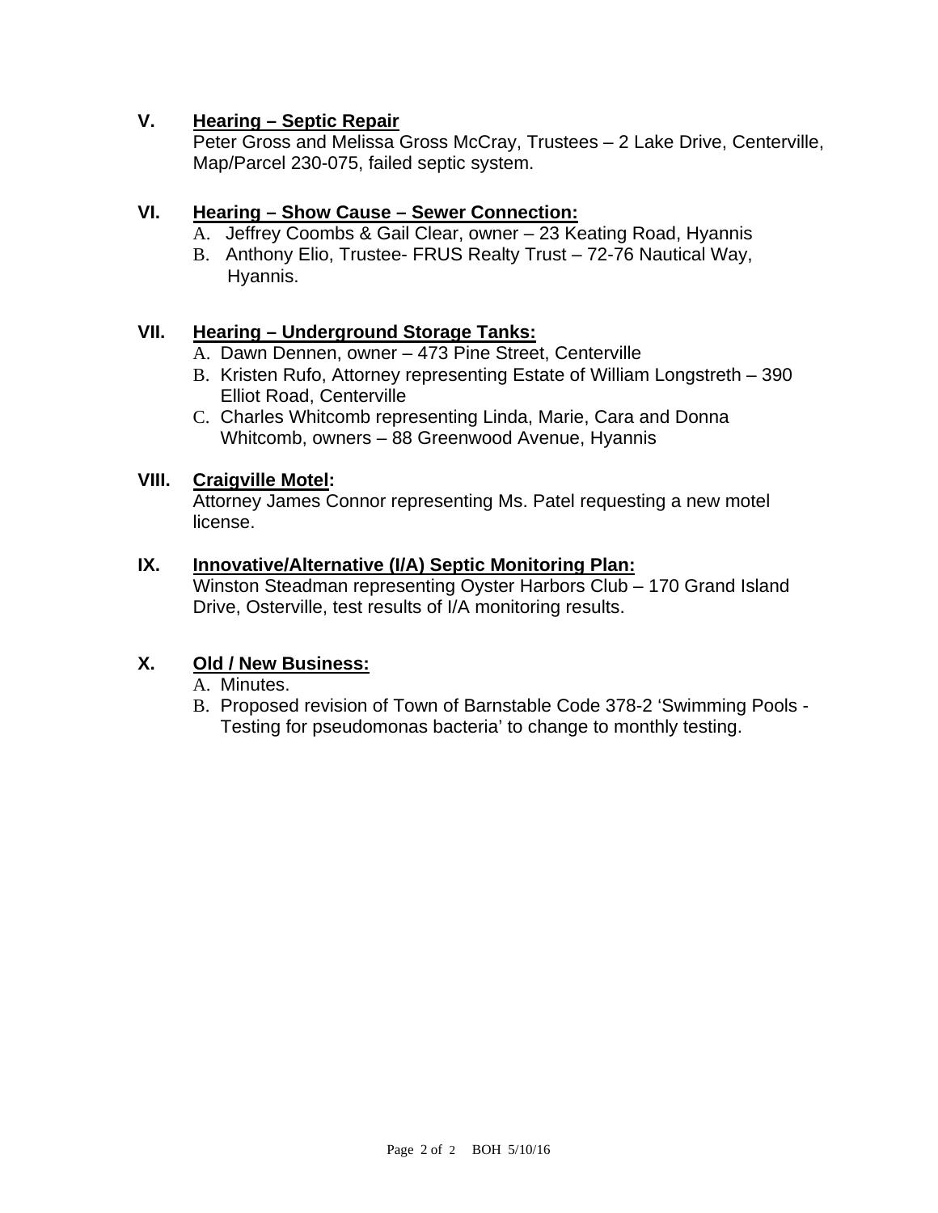## V. Hearing – Septic Repair

Peter Gross and Melissa Gross McCray, Trustees – 2 Lake Drive, Centerville, Map/Parcel 230-075, failed septic system.

## VI. Hearing – Show Cause – Sewer Connection:

A. Jeffrey Coombs & Gail Clear, owner – 23 Keating Road, Hyannis
B. Anthony Elio, Trustee- FRUS Realty Trust – 72-76 Nautical Way, Hyannis.

## VII. Hearing – Underground Storage Tanks:

A. Dawn Dennen, owner – 473 Pine Street, Centerville
B. Kristen Rufo, Attorney representing Estate of William Longstreth – 390 Elliot Road, Centerville
C. Charles Whitcomb representing Linda, Marie, Cara and Donna Whitcomb, owners – 88 Greenwood Avenue, Hyannis

## VIII. Craigville Motel:

Attorney James Connor representing Ms. Patel requesting a new motel license.

## IX. Innovative/Alternative (I/A) Septic Monitoring Plan:

Winston Steadman representing Oyster Harbors Club – 170 Grand Island Drive, Osterville, test results of I/A monitoring results.

## X. Old / New Business:

A. Minutes.
B. Proposed revision of Town of Barnstable Code 378-2 'Swimming Pools - Testing for pseudomonas bacteria' to change to monthly testing.